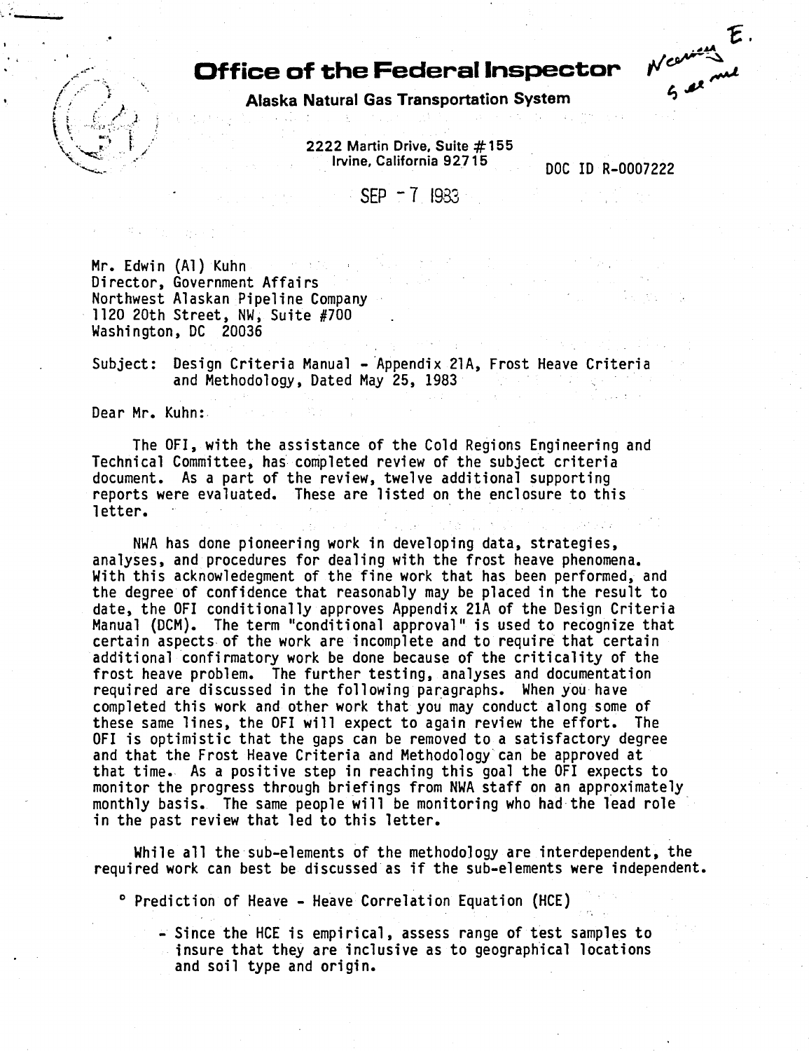# Office of the Federal Inspector

**Alaska Natural Gas Transportation System**

2222 Martin Drive, Suite #155
Irvine, California 92715

DOC ID R-0007222

SEP - 7 1983

Mr. Edwin (Al) Kuhn
Director, Government Affairs
Northwest Alaskan Pipeline Company
1120 20th Street, NW, Suite #700
Washington, DC 20036

Subject: Design Criteria Manual - Appendix 21A, Frost Heave Criteria and Methodology, Dated May 25, 1983

Dear Mr. Kuhn:

The OFI, with the assistance of the Cold Regions Engineering and Technical Committee, has completed review of the subject criteria document. As a part of the review, twelve additional supporting reports were evaluated. These are listed on the enclosure to this letter.

NWA has done pioneering work in developing data, strategies, analyses, and procedures for dealing with the frost heave phenomena. With this acknowledgement of the fine work that has been performed, and the degree of confidence that reasonably may be placed in the result to date, the OFI conditionally approves Appendix 21A of the Design Criteria Manual (DCM). The term "conditional approval" is used to recognize that certain aspects of the work are incomplete and to require that certain additional confirmatory work be done because of the criticality of the frost heave problem. The further testing, analyses and documentation required are discussed in the following paragraphs. When you have completed this work and other work that you may conduct along some of these same lines, the OFI will expect to again review the effort. The OFI is optimistic that the gaps can be removed to a satisfactory degree and that the Frost Heave Criteria and Methodology can be approved at that time. As a positive step in reaching this goal the OFI expects to monitor the progress through briefings from NWA staff on an approximately monthly basis. The same people will be monitoring who had the lead role in the past review that led to this letter.

While all the sub-elements of the methodology are interdependent, the required work can best be discussed as if the sub-elements were independent.

- Prediction of Heave - Heave Correlation Equation (HCE)
  - Since the HCE is empirical, assess range of test samples to insure that they are inclusive as to geographical locations and soil type and origin.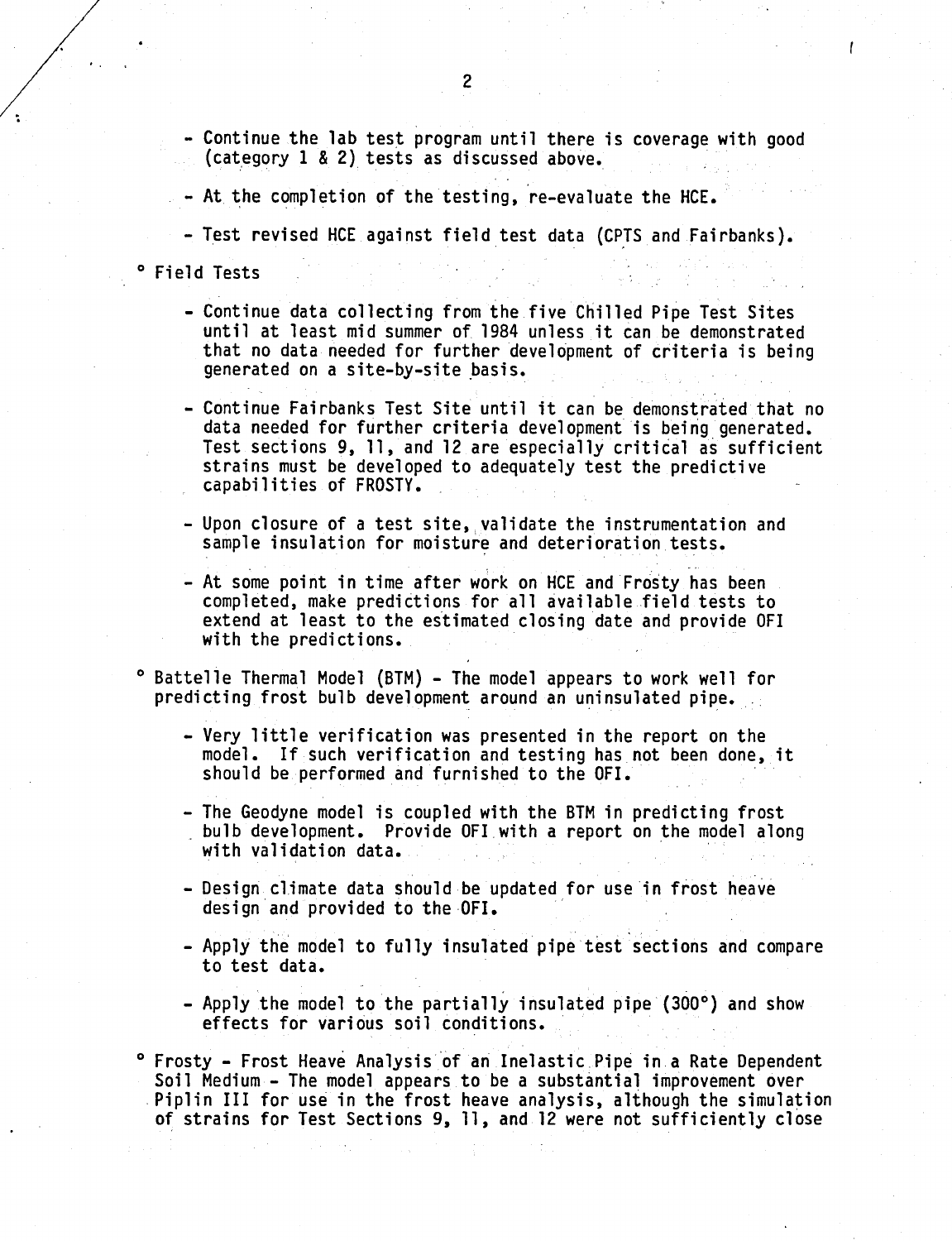- Continue the lab test program until there is coverage with good (category 1 & 2) tests as discussed above.

- At the completion of the testing, re-evaluate the HCE.

- Test revised HCE against field test data (CPTS and Fairbanks).

° Field Tests

- Continue data collecting from the five Chilled Pipe Test Sites until at least mid summer of 1984 unless it can be demonstrated that no data needed for further development of criteria is being generated on a site-by-site basis.

- Continue Fairbanks Test Site until it can be demonstrated that no data needed for further criteria development is being generated. Test sections 9, 11, and 12 are especially critical as sufficient strains must be developed to adequately test the predictive capabilities of FROSTY.

- Upon closure of a test site, validate the instrumentation and sample insulation for moisture and deterioration tests.

- At some point in time after work on HCE and Frosty has been completed, make predictions for all available field tests to extend at least to the estimated closing date and provide OFI with the predictions.

° Battelle Thermal Model (BTM) - The model appears to work well for predicting frost bulb development around an uninsulated pipe.

- Very little verification was presented in the report on the model. If such verification and testing has not been done, it should be performed and furnished to the OFI.

- The Geodyne model is coupled with the BTM in predicting frost bulb development. Provide OFI with a report on the model along with validation data.

- Design climate data should be updated for use in frost heave design and provided to the OFI.

- Apply the model to fully insulated pipe test sections and compare to test data.

- Apply the model to the partially insulated pipe (300°) and show effects for various soil conditions.

° Frosty - Frost Heave Analysis of an Inelastic Pipe in a Rate Dependent Soil Medium - The model appears to be a substantial improvement over Piplin III for use in the frost heave analysis, although the simulation of strains for Test Sections 9, 11, and 12 were not sufficiently close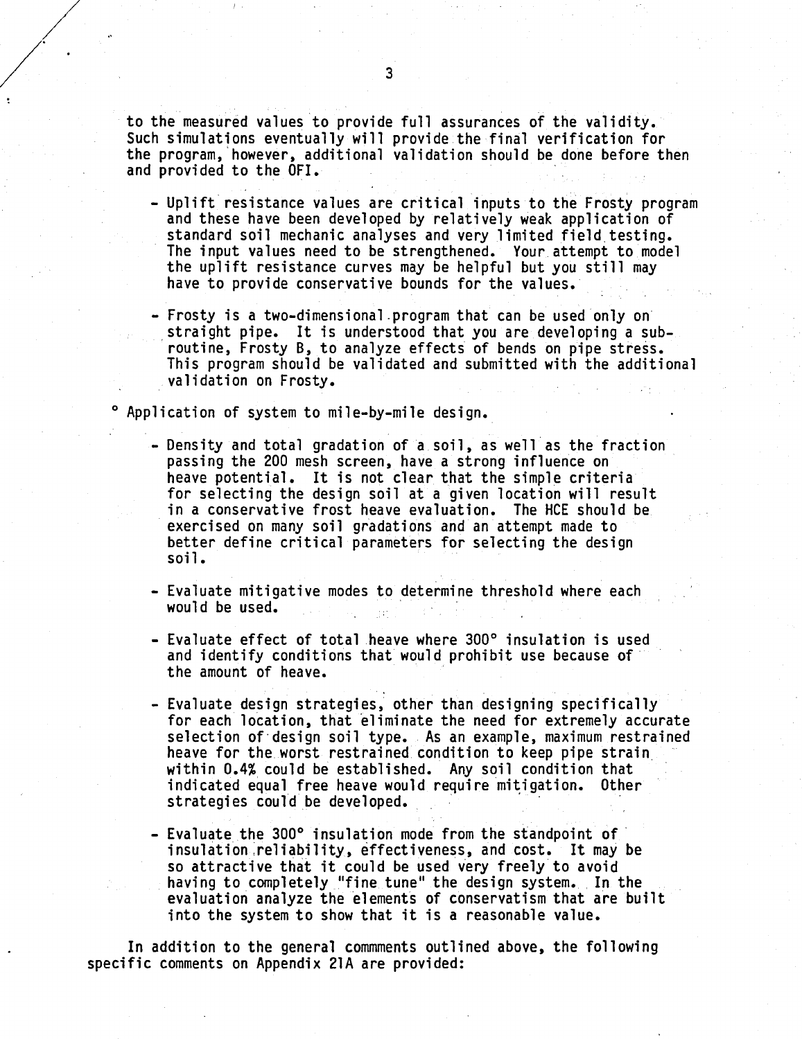to the measured values to provide full assurances of the validity. Such simulations eventually will provide the final verification for the program, however, additional validation should be done before then and provided to the OFI.

- Uplift resistance values are critical inputs to the Frosty program and these have been developed by relatively weak application of standard soil mechanic analyses and very limited field testing. The input values need to be strengthened. Your attempt to model the uplift resistance curves may be helpful but you still may have to provide conservative bounds for the values.

- Frosty is a two-dimensional program that can be used only on straight pipe. It is understood that you are developing a subroutine, Frosty B, to analyze effects of bends on pipe stress. This program should be validated and submitted with the additional validation on Frosty.

° Application of system to mile-by-mile design.

- Density and total gradation of a soil, as well as the fraction passing the 200 mesh screen, have a strong influence on heave potential. It is not clear that the simple criteria for selecting the design soil at a given location will result in a conservative frost heave evaluation. The HCE should be exercised on many soil gradations and an attempt made to better define critical parameters for selecting the design soil.

- Evaluate mitigative modes to determine threshold where each would be used.

- Evaluate effect of total heave where 300° insulation is used and identify conditions that would prohibit use because of the amount of heave.

- Evaluate design strategies, other than designing specifically for each location, that eliminate the need for extremely accurate selection of design soil type. As an example, maximum restrained heave for the worst restrained condition to keep pipe strain within 0.4% could be established. Any soil condition that indicated equal free heave would require mitigation. Other strategies could be developed.

- Evaluate the 300° insulation mode from the standpoint of insulation reliability, effectiveness, and cost. It may be so attractive that it could be used very freely to avoid having to completely "fine tune" the design system. In the evaluation analyze the elements of conservatism that are built into the system to show that it is a reasonable value.

In addition to the general commments outlined above, the following specific comments on Appendix 21A are provided: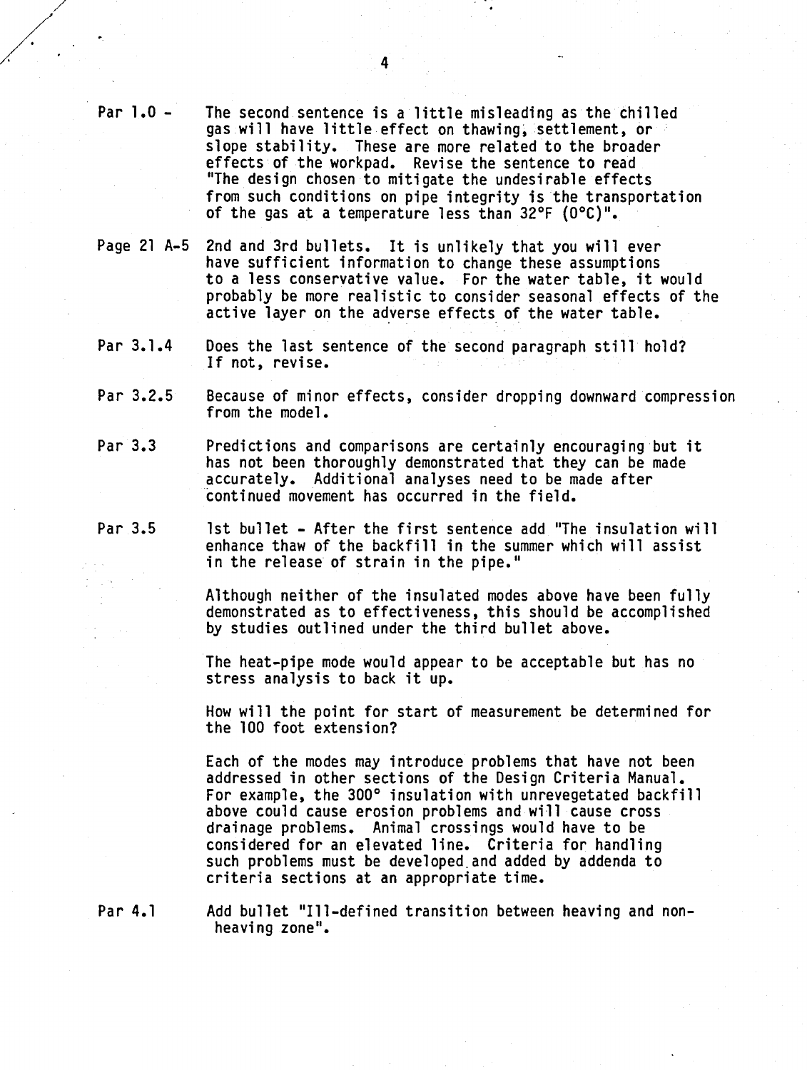Par 1.0 - The second sentence is a little misleading as the chilled gas will have little effect on thawing, settlement, or slope stability. These are more related to the broader effects of the workpad. Revise the sentence to read "The design chosen to mitigate the undesirable effects from such conditions on pipe integrity is the transportation of the gas at a temperature less than 32°F (0°C)".

Page 21 A-5 2nd and 3rd bullets. It is unlikely that you will ever have sufficient information to change these assumptions to a less conservative value. For the water table, it would probably be more realistic to consider seasonal effects of the active layer on the adverse effects of the water table.

Par 3.1.4 Does the last sentence of the second paragraph still hold? If not, revise.

Par 3.2.5 Because of minor effects, consider dropping downward compression from the model.

Par 3.3 Predictions and comparisons are certainly encouraging but it has not been thoroughly demonstrated that they can be made accurately. Additional analyses need to be made after continued movement has occurred in the field.

Par 3.5 1st bullet - After the first sentence add "The insulation will enhance thaw of the backfill in the summer which will assist in the release of strain in the pipe."

Although neither of the insulated modes above have been fully demonstrated as to effectiveness, this should be accomplished by studies outlined under the third bullet above.

The heat-pipe mode would appear to be acceptable but has no stress analysis to back it up.

How will the point for start of measurement be determined for the 100 foot extension?

Each of the modes may introduce problems that have not been addressed in other sections of the Design Criteria Manual. For example, the 300° insulation with unrevegetated backfill above could cause erosion problems and will cause cross drainage problems. Animal crossings would have to be considered for an elevated line. Criteria for handling such problems must be developed and added by addenda to criteria sections at an appropriate time.

Par 4.1 Add bullet "Ill-defined transition between heaving and non-heaving zone".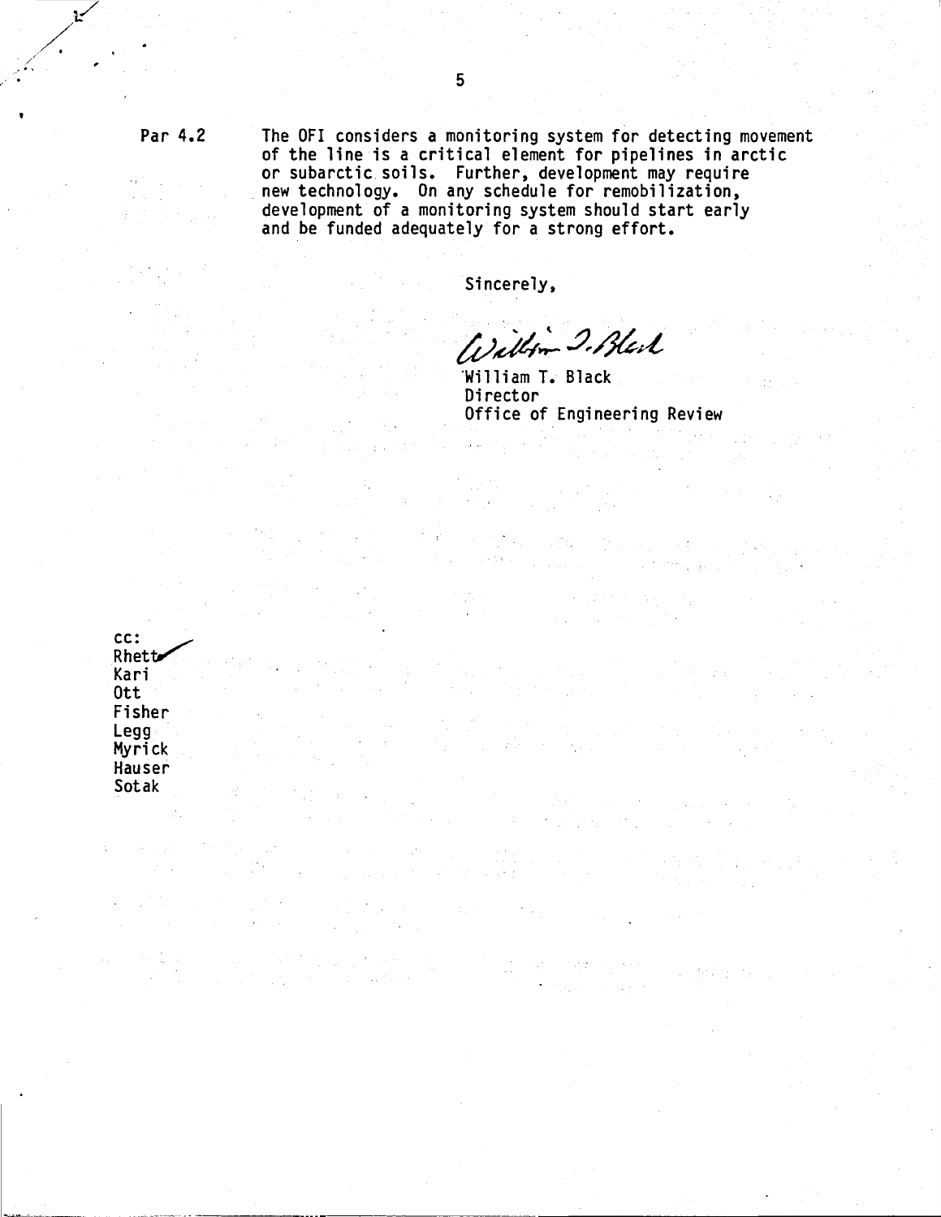Par 4.2 The OFI considers a monitoring system for detecting movement of the line is a critical element for pipelines in arctic or subarctic soils. Further, development may require new technology. On any schedule for remobilization, development of a monitoring system should start early and be funded adequately for a strong effort.

Sincerely,

William T. Black
Director
Office of Engineering Review

cc:
Rhett
Kari
Ott
Fisher
Legg
Myrick
Hauser
Sotak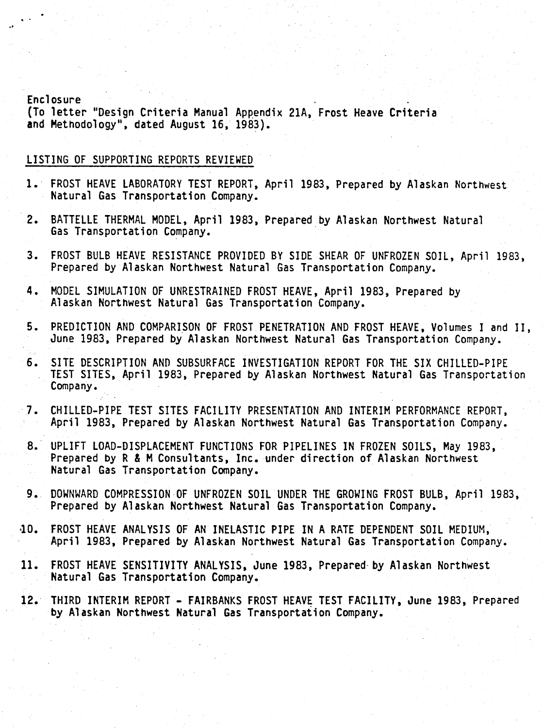Enclosure
(To letter "Design Criteria Manual Appendix 21A, Frost Heave Criteria and Methodology", dated August 16, 1983).

LISTING OF SUPPORTING REPORTS REVIEWED

1. FROST HEAVE LABORATORY TEST REPORT, April 1983, Prepared by Alaskan Northwest Natural Gas Transportation Company.

2. BATTELLE THERMAL MODEL, April 1983, Prepared by Alaskan Northwest Natural Gas Transportation Company.

3. FROST BULB HEAVE RESISTANCE PROVIDED BY SIDE SHEAR OF UNFROZEN SOIL, April 1983, Prepared by Alaskan Northwest Natural Gas Transportation Company.

4. MODEL SIMULATION OF UNRESTRAINED FROST HEAVE, April 1983, Prepared by Alaskan Northwest Natural Gas Transportation Company.

5. PREDICTION AND COMPARISON OF FROST PENETRATION AND FROST HEAVE, Volumes I and II, June 1983, Prepared by Alaskan Northwest Natural Gas Transportation Company.

6. SITE DESCRIPTION AND SUBSURFACE INVESTIGATION REPORT FOR THE SIX CHILLED-PIPE TEST SITES, April 1983, Prepared by Alaskan Northwest Natural Gas Transportation Company.

7. CHILLED-PIPE TEST SITES FACILITY PRESENTATION AND INTERIM PERFORMANCE REPORT, April 1983, Prepared by Alaskan Northwest Natural Gas Transportation Company.

8. UPLIFT LOAD-DISPLACEMENT FUNCTIONS FOR PIPELINES IN FROZEN SOILS, May 1983, Prepared by R & M Consultants, Inc. under direction of Alaskan Northwest Natural Gas Transportation Company.

9. DOWNWARD COMPRESSION OF UNFROZEN SOIL UNDER THE GROWING FROST BULB, April 1983, Prepared by Alaskan Northwest Natural Gas Transportation Company.

10. FROST HEAVE ANALYSIS OF AN INELASTIC PIPE IN A RATE DEPENDENT SOIL MEDIUM, April 1983, Prepared by Alaskan Northwest Natural Gas Transportation Company.

11. FROST HEAVE SENSITIVITY ANALYSIS, June 1983, Prepared by Alaskan Northwest Natural Gas Transportation Company.

12. THIRD INTERIM REPORT - FAIRBANKS FROST HEAVE TEST FACILITY, June 1983, Prepared by Alaskan Northwest Natural Gas Transportation Company.